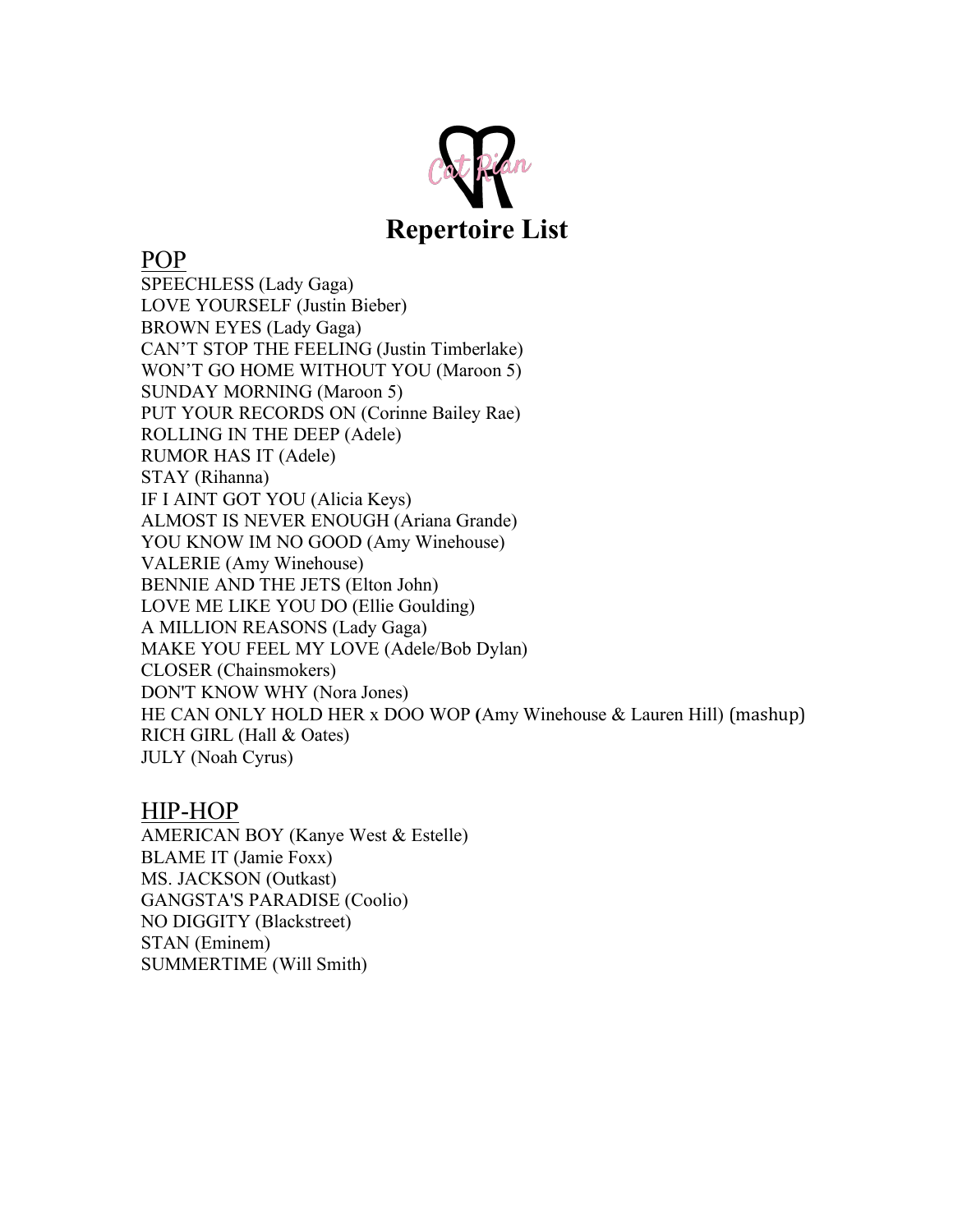# Repertoire List

## POP

SPEECHLESS (Lady Gaga)
LOVE YOURSELF (Justin Bieber)
BROWN EYES (Lady Gaga)
CAN'T STOP THE FEELING (Justin Timberlake)
WON'T GO HOME WITHOUT YOU (Maroon 5)
SUNDAY MORNING (Maroon 5)
PUT YOUR RECORDS ON (Corinne Bailey Rae)
ROLLING IN THE DEEP (Adele)
RUMOR HAS IT (Adele)
STAY (Rihanna)
IF I AINT GOT YOU (Alicia Keys)
ALMOST IS NEVER ENOUGH (Ariana Grande)
YOU KNOW IM NO GOOD (Amy Winehouse)
VALERIE (Amy Winehouse)
BENNIE AND THE JETS (Elton John)
LOVE ME LIKE YOU DO (Ellie Goulding)
A MILLION REASONS (Lady Gaga)
MAKE YOU FEEL MY LOVE (Adele/Bob Dylan)
CLOSER (Chainsmokers)
DON'T KNOW WHY (Nora Jones)
HE CAN ONLY HOLD HER x DOO WOP (Amy Winehouse & Lauren Hill) (mashup)
RICH GIRL (Hall & Oates)
JULY (Noah Cyrus)

## HIP-HOP

AMERICAN BOY (Kanye West & Estelle)
BLAME IT (Jamie Foxx)
MS. JACKSON (Outkast)
GANGSTA'S PARADISE (Coolio)
NO DIGGITY (Blackstreet)
STAN (Eminem)
SUMMERTIME (Will Smith)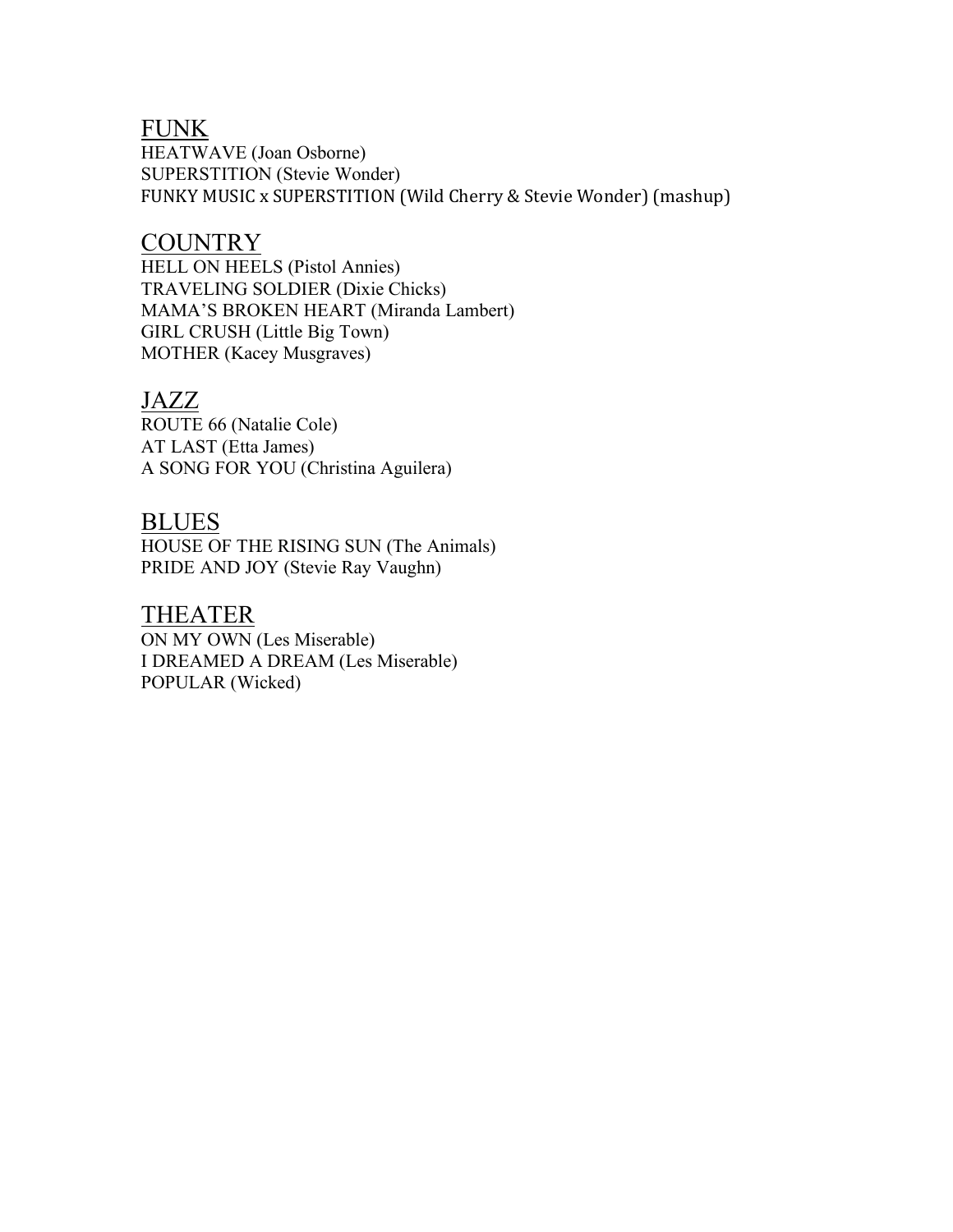## FUNK

HEATWAVE (Joan Osborne)
SUPERSTITION (Stevie Wonder)
FUNKY MUSIC x SUPERSTITION (Wild Cherry & Stevie Wonder) (mashup)

## COUNTRY

HELL ON HEELS (Pistol Annies)
TRAVELING SOLDIER (Dixie Chicks)
MAMA'S BROKEN HEART (Miranda Lambert)
GIRL CRUSH (Little Big Town)
MOTHER (Kacey Musgraves)

## JAZZ

ROUTE 66 (Natalie Cole)
AT LAST (Etta James)
A SONG FOR YOU (Christina Aguilera)

## BLUES

HOUSE OF THE RISING SUN (The Animals)
PRIDE AND JOY (Stevie Ray Vaughn)

## THEATER

ON MY OWN (Les Miserable)
I DREAMED A DREAM (Les Miserable)
POPULAR (Wicked)